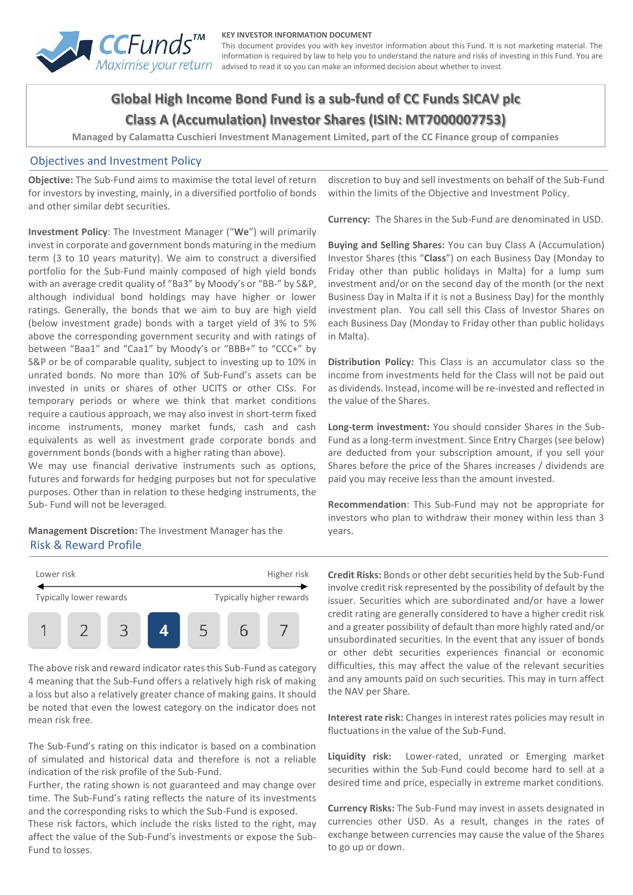CCFunds™ Maximise your return

**KEY INVESTOR INFORMATION DOCUMENT**

This document provides you with key investor information about this Fund. It is not marketing material. The information is required by law to help you to understand the nature and risks of investing in this Fund. You are advised to read it so you can make an informed decision about whether to invest.

# Global High Income Bond Fund is a sub-fund of CC Funds SICAV plc

# Class A (Accumulation) Investor Shares (ISIN: MT7000007753)

Managed by Calamatta Cuschieri Investment Management Limited, part of the CC Finance group of companies

## Objectives and Investment Policy

**Objective:** The Sub-Fund aims to maximise the total level of return for investors by investing, mainly, in a diversified portfolio of bonds and other similar debt securities.

**Investment Policy**: The Investment Manager ("**We**") will primarily invest in corporate and government bonds maturing in the medium term (3 to 10 years maturity). We aim to construct a diversified portfolio for the Sub-Fund mainly composed of high yield bonds with an average credit quality of "Ba3" by Moody's or "BB-" by S&P, although individual bond holdings may have higher or lower ratings. Generally, the bonds that we aim to buy are high yield (below investment grade) bonds with a target yield of 3% to 5% above the corresponding government security and with ratings of between "Baa1" and "Caa1" by Moody's or "BBB+" to "CCC+" by S&P or be of comparable quality, subject to investing up to 10% in unrated bonds. No more than 10% of Sub-Fund's assets can be invested in units or shares of other UCITS or other CISs. For temporary periods or where we think that market conditions require a cautious approach, we may also invest in short-term fixed income instruments, money market funds, cash and cash equivalents as well as investment grade corporate bonds and government bonds (bonds with a higher rating than above).
We may use financial derivative instruments such as options, futures and forwards for hedging purposes but not for speculative purposes. Other than in relation to these hedging instruments, the Sub- Fund will not be leveraged.

**Management Discretion:** The Investment Manager has the discretion to buy and sell investments on behalf of the Sub-Fund within the limits of the Objective and Investment Policy.

**Currency:** The Shares in the Sub-Fund are denominated in USD.

**Buying and Selling Shares:** You can buy Class A (Accumulation) Investor Shares (this "**Class**") on each Business Day (Monday to Friday other than public holidays in Malta) for a lump sum investment and/or on the second day of the month (or the next Business Day in Malta if it is not a Business Day) for the monthly investment plan. You call sell this Class of Investor Shares on each Business Day (Monday to Friday other than public holidays in Malta).

**Distribution Policy:** This Class is an accumulator class so the income from investments held for the Class will not be paid out as dividends. Instead, income will be re-invested and reflected in the value of the Shares.

**Long-term investment:** You should consider Shares in the Sub-Fund as a long-term investment. Since Entry Charges (see below) are deducted from your subscription amount, if you sell your Shares before the price of the Shares increases / dividends are paid you may receive less than the amount invested.

**Recommendation**: This Sub-Fund may not be appropriate for investors who plan to withdraw their money within less than 3 years.

## Risk & Reward Profile

| Lower risk | | | | | | Higher risk |
|---|---|---|---|---|---|---|
| Typically lower rewards | | | | | | Typically higher rewards |
| 1 | 2 | 3 | **4** | 5 | 6 | 7 |

The above risk and reward indicator rates this Sub-Fund as category 4 meaning that the Sub-Fund offers a relatively high risk of making a loss but also a relatively greater chance of making gains. It should be noted that even the lowest category on the indicator does not mean risk free.

The Sub-Fund's rating on this indicator is based on a combination of simulated and historical data and therefore is not a reliable indication of the risk profile of the Sub-Fund.
Further, the rating shown is not guaranteed and may change over time. The Sub-Fund's rating reflects the nature of its investments and the corresponding risks to which the Sub-Fund is exposed.
These risk factors, which include the risks listed to the right, may affect the value of the Sub-Fund's investments or expose the Sub-Fund to losses.

**Credit Risks:** Bonds or other debt securities held by the Sub-Fund involve credit risk represented by the possibility of default by the issuer. Securities which are subordinated and/or have a lower credit rating are generally considered to have a higher credit risk and a greater possibility of default than more highly rated and/or unsubordinated securities. In the event that any issuer of bonds or other debt securities experiences financial or economic difficulties, this may affect the value of the relevant securities and any amounts paid on such securities. This may in turn affect the NAV per Share.

**Interest rate risk:** Changes in interest rates policies may result in fluctuations in the value of the Sub-Fund.

**Liquidity risk:** Lower-rated, unrated or Emerging market securities within the Sub-Fund could become hard to sell at a desired time and price, especially in extreme market conditions.

**Currency Risks:** The Sub-Fund may invest in assets designated in currencies other USD. As a result, changes in the rates of exchange between currencies may cause the value of the Shares to go up or down.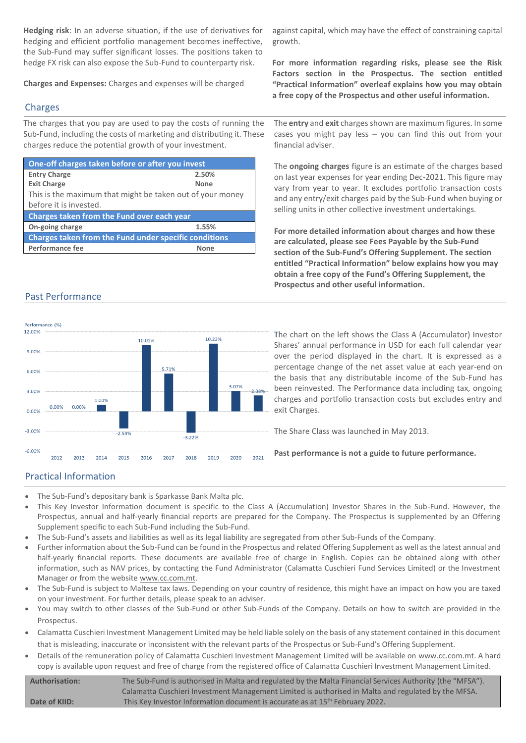**Hedging risk**: In an adverse situation, if the use of derivatives for hedging and efficient portfolio management becomes ineffective, the Sub-Fund may suffer significant losses. The positions taken to hedge FX risk can also expose the Sub-Fund to counterparty risk.

**Charges and Expenses:** Charges and expenses will be charged against capital, which may have the effect of constraining capital growth.

**For more information regarding risks, please see the Risk Factors section in the Prospectus. The section entitled "Practical Information" overleaf explains how you may obtain a free copy of the Prospectus and other useful information.**

## Charges

The charges that you pay are used to pay the costs of running the Sub-Fund, including the costs of marketing and distributing it. These charges reduce the potential growth of your investment.

| One-off charges taken before or after you invest | |
|---|---|
| **Entry Charge** | **2.50%** |
| **Exit Charge** | **None** |
| This is the maximum that might be taken out of your money before it is invested. | |
| **Charges taken from the Fund over each year** | |
| **On-going charge** | **1.55%** |
| **Charges taken from the Fund under specific conditions** | |
| **Performance fee** | **None** |

The **entry** and **exit** charges shown are maximum figures. In some cases you might pay less – you can find this out from your financial adviser.

The **ongoing charges** figure is an estimate of the charges based on last year expenses for year ending Dec-2021. This figure may vary from year to year. It excludes portfolio transaction costs and any entry/exit charges paid by the Sub-Fund when buying or selling units in other collective investment undertakings.

**For more detailed information about charges and how these are calculated, please see Fees Payable by the Sub-Fund section of the Sub-Fund's Offering Supplement. The section entitled "Practical Information" below explains how you may obtain a free copy of the Fund's Offering Supplement, the Prospectus and other useful information.**

## Past Performance

Performance (%)
12.00%
9.00%
6.00%
3.00%
0.00%
-3.00%
-6.00%

0.00% 0.00% 1.00% -2.59% 10.01% 5.71% -3.22% 10.23% 3.07% 2.38%

2012 2013 2014 2015 2016 2017 2018 2019 2020 2021

The chart on the left shows the Class A (Accumulator) Investor Shares' annual performance in USD for each full calendar year over the period displayed in the chart. It is expressed as a percentage change of the net asset value at each year-end on the basis that any distributable income of the Sub-Fund has been reinvested. The Performance data including tax, ongoing charges and portfolio transaction costs but excludes entry and exit Charges.

The Share Class was launched in May 2013.

**Past performance is not a guide to future performance.**

## Practical Information

- The Sub-Fund's depositary bank is Sparkasse Bank Malta plc.
- This Key Investor Information document is specific to the Class A (Accumulation) Investor Shares in the Sub-Fund. However, the Prospectus, annual and half-yearly financial reports are prepared for the Company. The Prospectus is supplemented by an Offering Supplement specific to each Sub-Fund including the Sub-Fund.
- The Sub-Fund's assets and liabilities as well as its legal liability are segregated from other Sub-Funds of the Company.
- Further information about the Sub-Fund can be found in the Prospectus and related Offering Supplement as well as the latest annual and half-yearly financial reports. These documents are available free of charge in English. Copies can be obtained along with other information, such as NAV prices, by contacting the Fund Administrator (Calamatta Cuschieri Fund Services Limited) or the Investment Manager or from the website www.cc.com.mt.
- The Sub-Fund is subject to Maltese tax laws. Depending on your country of residence, this might have an impact on how you are taxed on your investment. For further details, please speak to an adviser.
- You may switch to other classes of the Sub-Fund or other Sub-Funds of the Company. Details on how to switch are provided in the Prospectus.
- Calamatta Cuschieri Investment Management Limited may be held liable solely on the basis of any statement contained in this document that is misleading, inaccurate or inconsistent with the relevant parts of the Prospectus or Sub-Fund's Offering Supplement.
- Details of the remuneration policy of Calamatta Cuschieri Investment Management Limited will be available on www.cc.com.mt. A hard copy is available upon request and free of charge from the registered office of Calamatta Cuschieri Investment Management Limited.

| | |
|---|---|
| **Authorisation:** | The Sub-Fund is authorised in Malta and regulated by the Malta Financial Services Authority (the "MFSA"). Calamatta Cuschieri Investment Management Limited is authorised in Malta and regulated by the MFSA. |
| **Date of KIID:** | This Key Investor Information document is accurate as at 15th February 2022. |